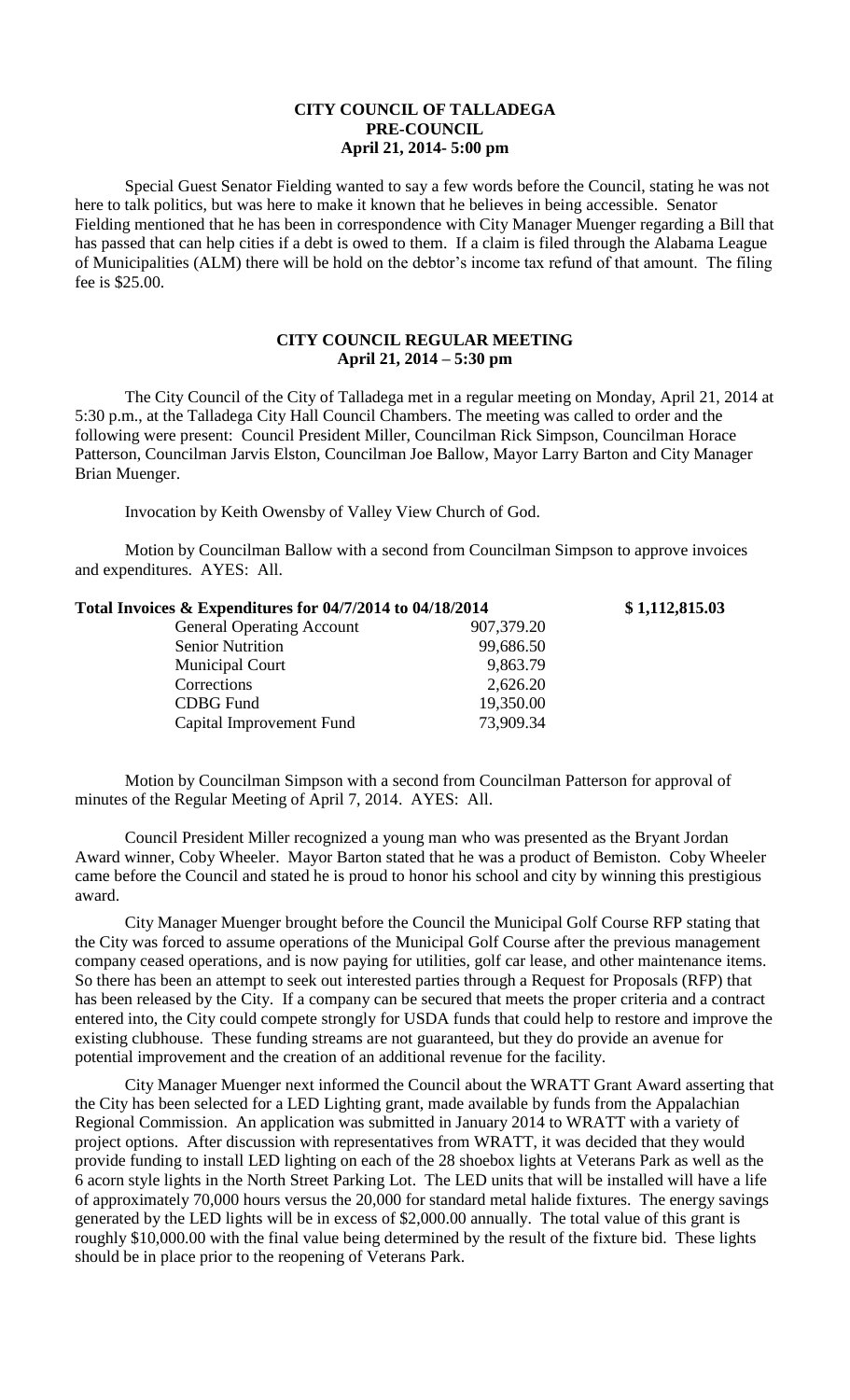**CITY COUNCIL OF TALLADEGA**
**PRE-COUNCIL**
**April 21, 2014- 5:00 pm**

Special Guest Senator Fielding wanted to say a few words before the Council, stating he was not here to talk politics, but was here to make it known that he believes in being accessible. Senator Fielding mentioned that he has been in correspondence with City Manager Muenger regarding a Bill that has passed that can help cities if a debt is owed to them. If a claim is filed through the Alabama League of Municipalities (ALM) there will be hold on the debtor's income tax refund of that amount. The filing fee is $25.00.

**CITY COUNCIL REGULAR MEETING**
**April 21, 2014 – 5:30 pm**

The City Council of the City of Talladega met in a regular meeting on Monday, April 21, 2014 at 5:30 p.m., at the Talladega City Hall Council Chambers. The meeting was called to order and the following were present: Council President Miller, Councilman Rick Simpson, Councilman Horace Patterson, Councilman Jarvis Elston, Councilman Joe Ballow, Mayor Larry Barton and City Manager Brian Muenger.

Invocation by Keith Owensby of Valley View Church of God.

Motion by Councilman Ballow with a second from Councilman Simpson to approve invoices and expenditures. AYES: All.

| **Total Invoices & Expenditures for 04/7/2014 to 04/18/2014** | | **$ 1,112,815.03** |
|---|---|---|
| General Operating Account | 907,379.20 | |
| Senior Nutrition | 99,686.50 | |
| Municipal Court | 9,863.79 | |
| Corrections | 2,626.20 | |
| CDBG Fund | 19,350.00 | |
| Capital Improvement Fund | 73,909.34 | |

Motion by Councilman Simpson with a second from Councilman Patterson for approval of minutes of the Regular Meeting of April 7, 2014. AYES: All.

Council President Miller recognized a young man who was presented as the Bryant Jordan Award winner, Coby Wheeler. Mayor Barton stated that he was a product of Bemiston. Coby Wheeler came before the Council and stated he is proud to honor his school and city by winning this prestigious award.

City Manager Muenger brought before the Council the Municipal Golf Course RFP stating that the City was forced to assume operations of the Municipal Golf Course after the previous management company ceased operations, and is now paying for utilities, golf car lease, and other maintenance items. So there has been an attempt to seek out interested parties through a Request for Proposals (RFP) that has been released by the City. If a company can be secured that meets the proper criteria and a contract entered into, the City could compete strongly for USDA funds that could help to restore and improve the existing clubhouse. These funding streams are not guaranteed, but they do provide an avenue for potential improvement and the creation of an additional revenue for the facility.

City Manager Muenger next informed the Council about the WRATT Grant Award asserting that the City has been selected for a LED Lighting grant, made available by funds from the Appalachian Regional Commission. An application was submitted in January 2014 to WRATT with a variety of project options. After discussion with representatives from WRATT, it was decided that they would provide funding to install LED lighting on each of the 28 shoebox lights at Veterans Park as well as the 6 acorn style lights in the North Street Parking Lot. The LED units that will be installed will have a life of approximately 70,000 hours versus the 20,000 for standard metal halide fixtures. The energy savings generated by the LED lights will be in excess of $2,000.00 annually. The total value of this grant is roughly $10,000.00 with the final value being determined by the result of the fixture bid. These lights should be in place prior to the reopening of Veterans Park.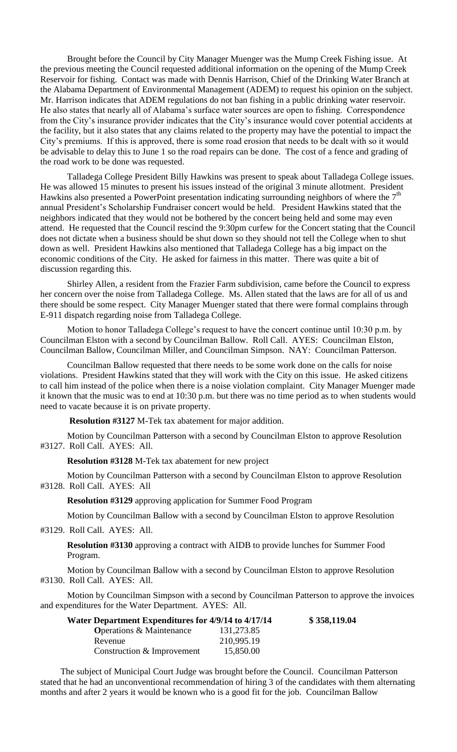Brought before the Council by City Manager Muenger was the Mump Creek Fishing issue. At the previous meeting the Council requested additional information on the opening of the Mump Creek Reservoir for fishing. Contact was made with Dennis Harrison, Chief of the Drinking Water Branch at the Alabama Department of Environmental Management (ADEM) to request his opinion on the subject. Mr. Harrison indicates that ADEM regulations do not ban fishing in a public drinking water reservoir. He also states that nearly all of Alabama's surface water sources are open to fishing. Correspondence from the City's insurance provider indicates that the City's insurance would cover potential accidents at the facility, but it also states that any claims related to the property may have the potential to impact the City's premiums. If this is approved, there is some road erosion that needs to be dealt with so it would be advisable to delay this to June 1 so the road repairs can be done. The cost of a fence and grading of the road work to be done was requested.

Talladega College President Billy Hawkins was present to speak about Talladega College issues. He was allowed 15 minutes to present his issues instead of the original 3 minute allotment. President Hawkins also presented a PowerPoint presentation indicating surrounding neighbors of where the 7th annual President's Scholarship Fundraiser concert would be held. President Hawkins stated that the neighbors indicated that they would not be bothered by the concert being held and some may even attend. He requested that the Council rescind the 9:30pm curfew for the Concert stating that the Council does not dictate when a business should be shut down so they should not tell the College when to shut down as well. President Hawkins also mentioned that Talladega College has a big impact on the economic conditions of the City. He asked for fairness in this matter. There was quite a bit of discussion regarding this.

Shirley Allen, a resident from the Frazier Farm subdivision, came before the Council to express her concern over the noise from Talladega College. Ms. Allen stated that the laws are for all of us and there should be some respect. City Manager Muenger stated that there were formal complains through E-911 dispatch regarding noise from Talladega College.

Motion to honor Talladega College's request to have the concert continue until 10:30 p.m. by Councilman Elston with a second by Councilman Ballow. Roll Call. AYES: Councilman Elston, Councilman Ballow, Councilman Miller, and Councilman Simpson. NAY: Councilman Patterson.

Councilman Ballow requested that there needs to be some work done on the calls for noise violations. President Hawkins stated that they will work with the City on this issue. He asked citizens to call him instead of the police when there is a noise violation complaint. City Manager Muenger made it known that the music was to end at 10:30 p.m. but there was no time period as to when students would need to vacate because it is on private property.

**Resolution #3127** M-Tek tax abatement for major addition.

Motion by Councilman Patterson with a second by Councilman Elston to approve Resolution #3127. Roll Call. AYES: All.

**Resolution #3128** M-Tek tax abatement for new project

Motion by Councilman Patterson with a second by Councilman Elston to approve Resolution #3128. Roll Call. AYES: All

**Resolution #3129** approving application for Summer Food Program

Motion by Councilman Ballow with a second by Councilman Elston to approve Resolution #3129. Roll Call. AYES: All.

**Resolution #3130** approving a contract with AIDB to provide lunches for Summer Food Program.

Motion by Councilman Ballow with a second by Councilman Elston to approve Resolution #3130. Roll Call. AYES: All.

Motion by Councilman Simpson with a second by Councilman Patterson to approve the invoices and expenditures for the Water Department. AYES: All.

| **Water Department Expenditures for 4/9/14 to 4/17/14** | | **$ 358,119.04** |
|---|---|---|
| **O**perations & Maintenance | 131,273.85 | |
| Revenue | 210,995.19 | |
| Construction & Improvement | 15,850.00 | |

The subject of Municipal Court Judge was brought before the Council. Councilman Patterson stated that he had an unconventional recommendation of hiring 3 of the candidates with them alternating months and after 2 years it would be known who is a good fit for the job. Councilman Ballow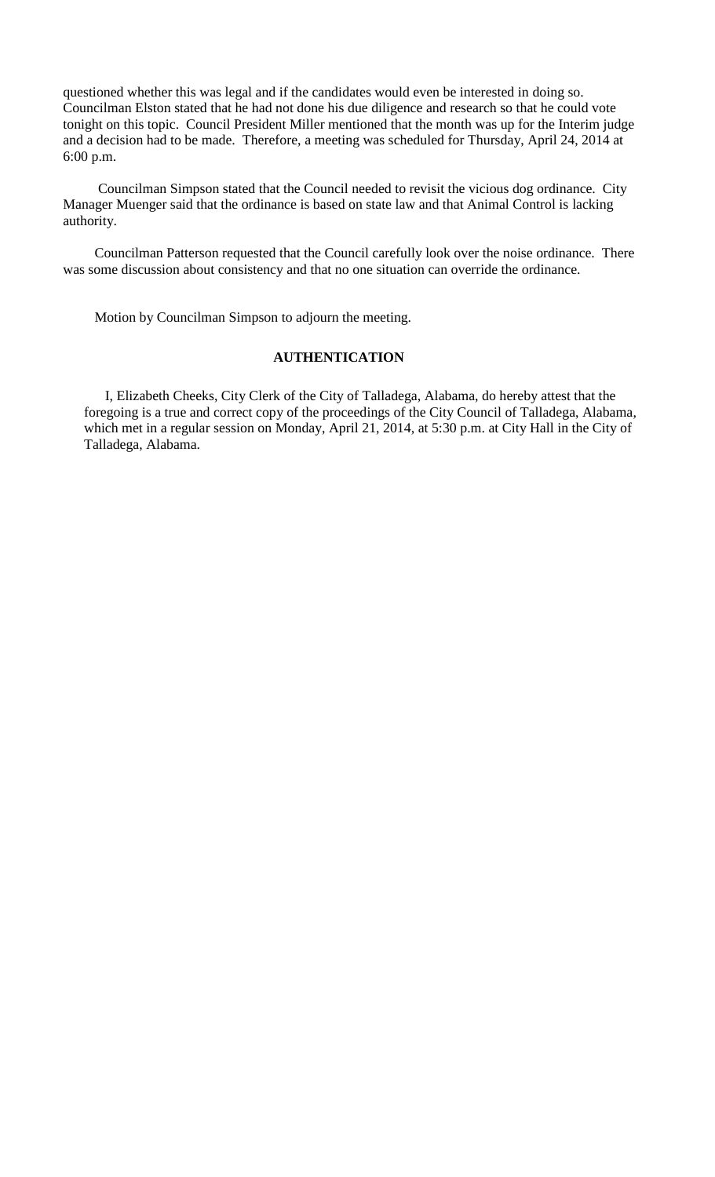questioned whether this was legal and if the candidates would even be interested in doing so. Councilman Elston stated that he had not done his due diligence and research so that he could vote tonight on this topic. Council President Miller mentioned that the month was up for the Interim judge and a decision had to be made. Therefore, a meeting was scheduled for Thursday, April 24, 2014 at 6:00 p.m.

Councilman Simpson stated that the Council needed to revisit the vicious dog ordinance. City Manager Muenger said that the ordinance is based on state law and that Animal Control is lacking authority.

Councilman Patterson requested that the Council carefully look over the noise ordinance. There was some discussion about consistency and that no one situation can override the ordinance.

Motion by Councilman Simpson to adjourn the meeting.

**AUTHENTICATION**

I, Elizabeth Cheeks, City Clerk of the City of Talladega, Alabama, do hereby attest that the foregoing is a true and correct copy of the proceedings of the City Council of Talladega, Alabama, which met in a regular session on Monday, April 21, 2014, at 5:30 p.m. at City Hall in the City of Talladega, Alabama.